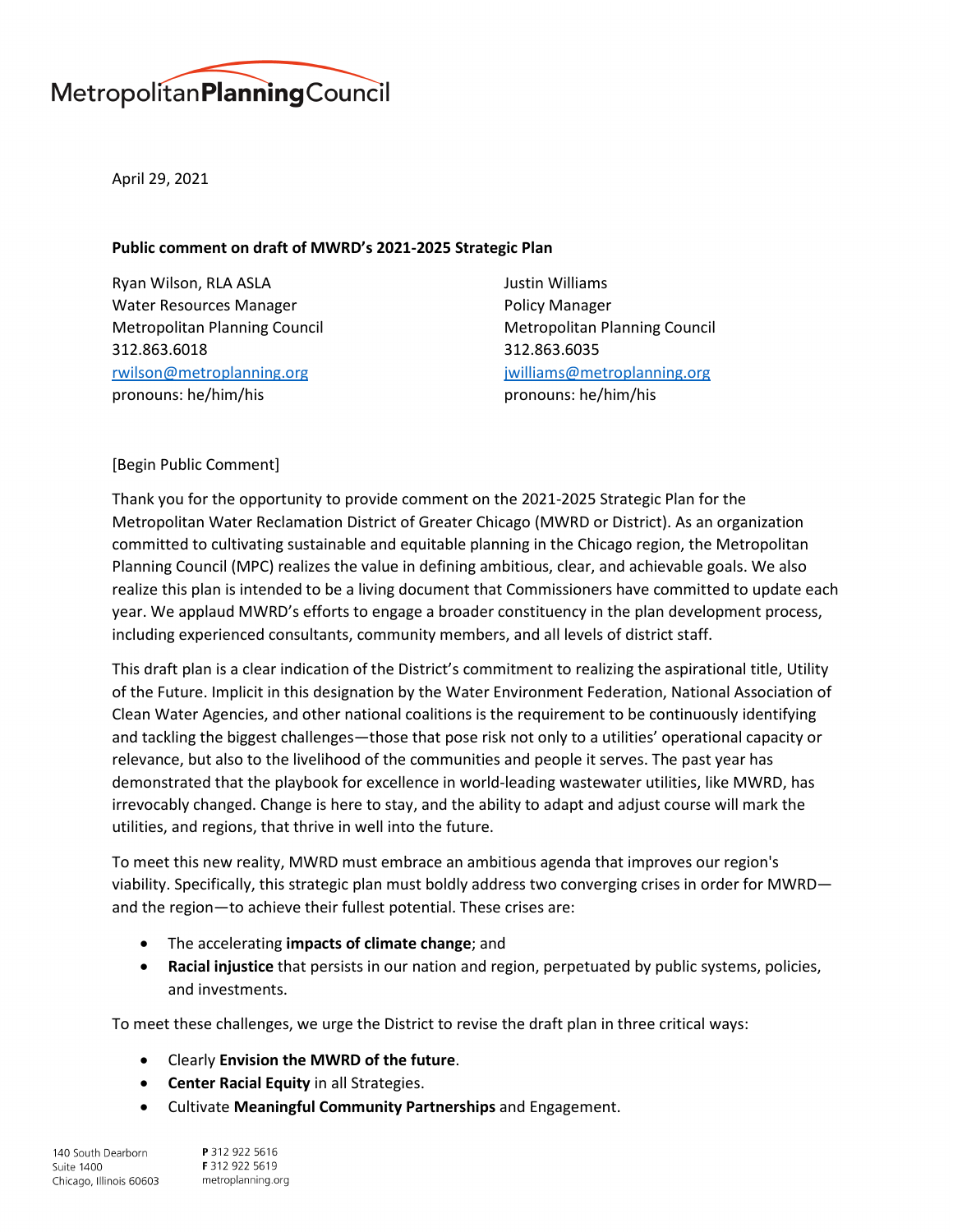Metropolitan**Planning**Council

April 29, 2021

**Public comment on draft of MWRD's 2021-2025 Strategic Plan**

Ryan Wilson, RLA ASLA
Water Resources Manager
Metropolitan Planning Council
312.863.6018
rwilson@metroplanning.org
pronouns: he/him/his

Justin Williams
Policy Manager
Metropolitan Planning Council
312.863.6035
jwilliams@metroplanning.org
pronouns: he/him/his

[Begin Public Comment]

Thank you for the opportunity to provide comment on the 2021-2025 Strategic Plan for the Metropolitan Water Reclamation District of Greater Chicago (MWRD or District). As an organization committed to cultivating sustainable and equitable planning in the Chicago region, the Metropolitan Planning Council (MPC) realizes the value in defining ambitious, clear, and achievable goals. We also realize this plan is intended to be a living document that Commissioners have committed to update each year. We applaud MWRD's efforts to engage a broader constituency in the plan development process, including experienced consultants, community members, and all levels of district staff.

This draft plan is a clear indication of the District's commitment to realizing the aspirational title, Utility of the Future. Implicit in this designation by the Water Environment Federation, National Association of Clean Water Agencies, and other national coalitions is the requirement to be continuously identifying and tackling the biggest challenges—those that pose risk not only to a utilities' operational capacity or relevance, but also to the livelihood of the communities and people it serves. The past year has demonstrated that the playbook for excellence in world-leading wastewater utilities, like MWRD, has irrevocably changed. Change is here to stay, and the ability to adapt and adjust course will mark the utilities, and regions, that thrive in well into the future.

To meet this new reality, MWRD must embrace an ambitious agenda that improves our region's viability. Specifically, this strategic plan must boldly address two converging crises in order for MWRD—and the region—to achieve their fullest potential. These crises are:

- The accelerating **impacts of climate change**; and
- **Racial injustice** that persists in our nation and region, perpetuated by public systems, policies, and investments.

To meet these challenges, we urge the District to revise the draft plan in three critical ways:

- Clearly **Envision the MWRD of the future**.
- **Center Racial Equity** in all Strategies.
- Cultivate **Meaningful Community Partnerships** and Engagement.

140 South Dearborn
Suite 1400
Chicago, Illinois 60603

**P** 312 922 5616
**F** 312 922 5619
metroplanning.org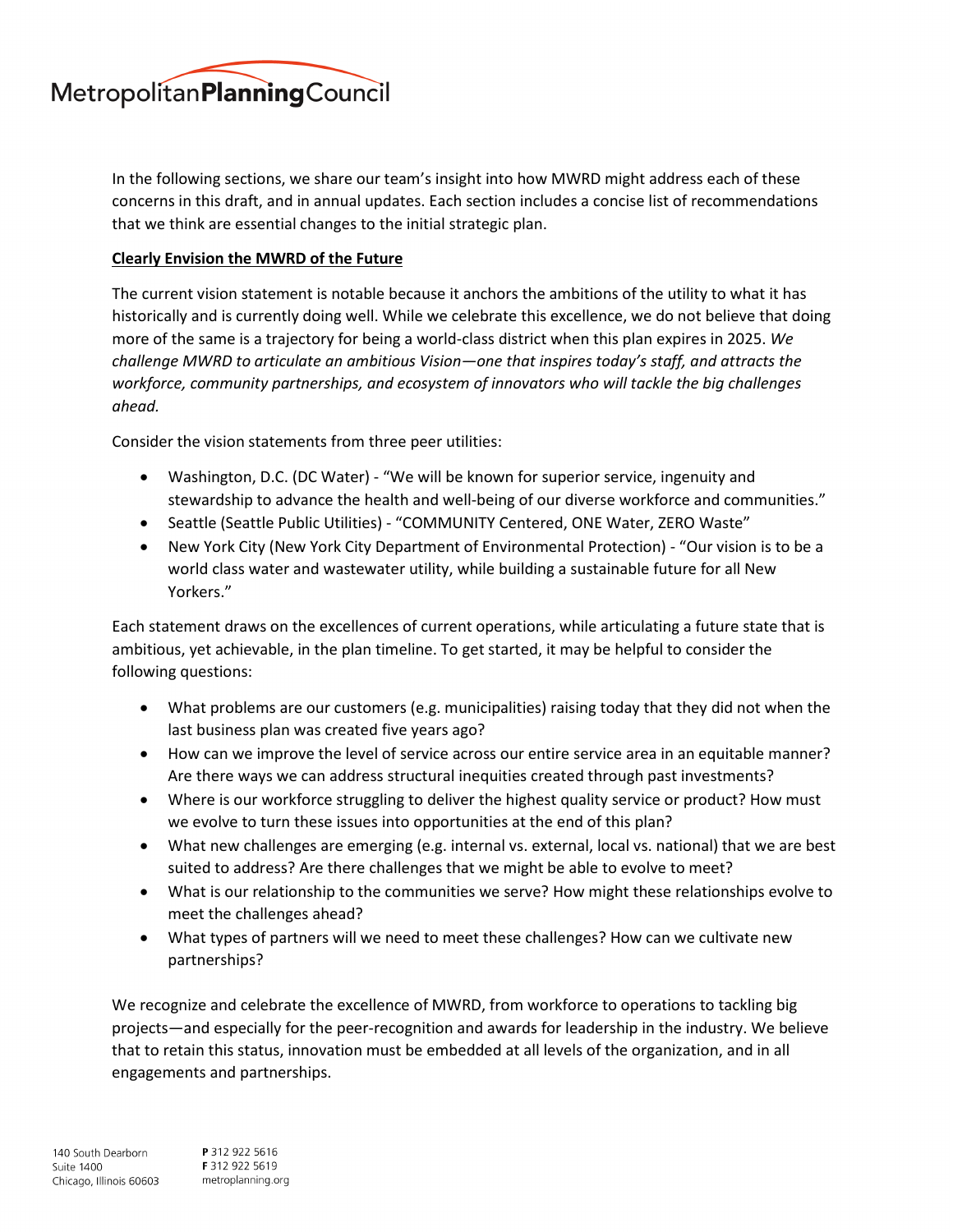In the following sections, we share our team's insight into how MWRD might address each of these concerns in this draft, and in annual updates. Each section includes a concise list of recommendations that we think are essential changes to the initial strategic plan.

**Clearly Envision the MWRD of the Future**

The current vision statement is notable because it anchors the ambitions of the utility to what it has historically and is currently doing well. While we celebrate this excellence, we do not believe that doing more of the same is a trajectory for being a world-class district when this plan expires in 2025. *We challenge MWRD to articulate an ambitious Vision—one that inspires today's staff, and attracts the workforce, community partnerships, and ecosystem of innovators who will tackle the big challenges ahead.*

Consider the vision statements from three peer utilities:

- Washington, D.C. (DC Water) - "We will be known for superior service, ingenuity and stewardship to advance the health and well-being of our diverse workforce and communities."
- Seattle (Seattle Public Utilities) - "COMMUNITY Centered, ONE Water, ZERO Waste"
- New York City (New York City Department of Environmental Protection) - "Our vision is to be a world class water and wastewater utility, while building a sustainable future for all New Yorkers."

Each statement draws on the excellences of current operations, while articulating a future state that is ambitious, yet achievable, in the plan timeline. To get started, it may be helpful to consider the following questions:

- What problems are our customers (e.g. municipalities) raising today that they did not when the last business plan was created five years ago?
- How can we improve the level of service across our entire service area in an equitable manner? Are there ways we can address structural inequities created through past investments?
- Where is our workforce struggling to deliver the highest quality service or product? How must we evolve to turn these issues into opportunities at the end of this plan?
- What new challenges are emerging (e.g. internal vs. external, local vs. national) that we are best suited to address? Are there challenges that we might be able to evolve to meet?
- What is our relationship to the communities we serve? How might these relationships evolve to meet the challenges ahead?
- What types of partners will we need to meet these challenges? How can we cultivate new partnerships?

We recognize and celebrate the excellence of MWRD, from workforce to operations to tackling big projects—and especially for the peer-recognition and awards for leadership in the industry. We believe that to retain this status, innovation must be embedded at all levels of the organization, and in all engagements and partnerships.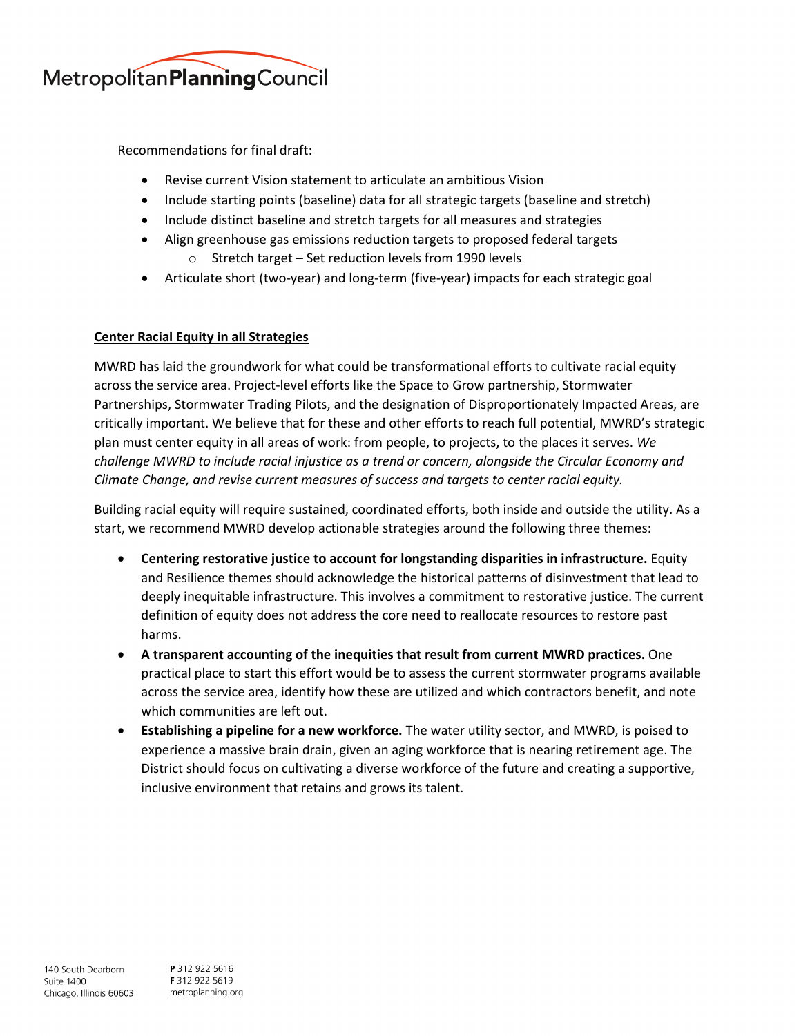Recommendations for final draft:

- Revise current Vision statement to articulate an ambitious Vision
- Include starting points (baseline) data for all strategic targets (baseline and stretch)
- Include distinct baseline and stretch targets for all measures and strategies
- Align greenhouse gas emissions reduction targets to proposed federal targets
    - Stretch target – Set reduction levels from 1990 levels
- Articulate short (two-year) and long-term (five-year) impacts for each strategic goal

**Center Racial Equity in all Strategies**

MWRD has laid the groundwork for what could be transformational efforts to cultivate racial equity across the service area. Project-level efforts like the Space to Grow partnership, Stormwater Partnerships, Stormwater Trading Pilots, and the designation of Disproportionately Impacted Areas, are critically important. We believe that for these and other efforts to reach full potential, MWRD's strategic plan must center equity in all areas of work: from people, to projects, to the places it serves. *We challenge MWRD to include racial injustice as a trend or concern, alongside the Circular Economy and Climate Change, and revise current measures of success and targets to center racial equity.*

Building racial equity will require sustained, coordinated efforts, both inside and outside the utility. As a start, we recommend MWRD develop actionable strategies around the following three themes:

- **Centering restorative justice to account for longstanding disparities in infrastructure.** Equity and Resilience themes should acknowledge the historical patterns of disinvestment that lead to deeply inequitable infrastructure. This involves a commitment to restorative justice. The current definition of equity does not address the core need to reallocate resources to restore past harms.
- **A transparent accounting of the inequities that result from current MWRD practices.** One practical place to start this effort would be to assess the current stormwater programs available across the service area, identify how these are utilized and which contractors benefit, and note which communities are left out.
- **Establishing a pipeline for a new workforce.** The water utility sector, and MWRD, is poised to experience a massive brain drain, given an aging workforce that is nearing retirement age. The District should focus on cultivating a diverse workforce of the future and creating a supportive, inclusive environment that retains and grows its talent.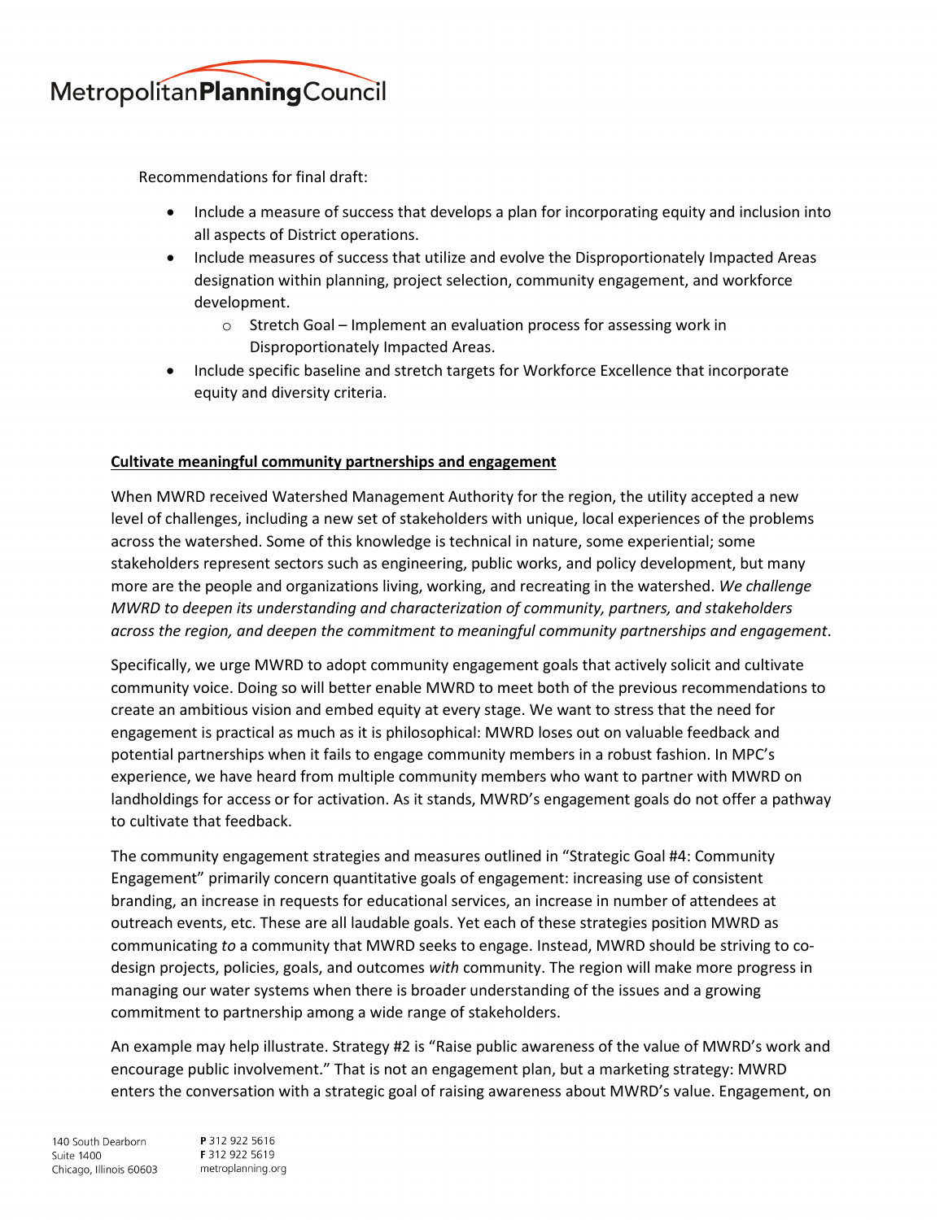Recommendations for final draft:

- Include a measure of success that develops a plan for incorporating equity and inclusion into all aspects of District operations.
- Include measures of success that utilize and evolve the Disproportionately Impacted Areas designation within planning, project selection, community engagement, and workforce development.
    - Stretch Goal – Implement an evaluation process for assessing work in Disproportionately Impacted Areas.
- Include specific baseline and stretch targets for Workforce Excellence that incorporate equity and diversity criteria.

**<u>Cultivate meaningful community partnerships and engagement</u>**

When MWRD received Watershed Management Authority for the region, the utility accepted a new level of challenges, including a new set of stakeholders with unique, local experiences of the problems across the watershed. Some of this knowledge is technical in nature, some experiential; some stakeholders represent sectors such as engineering, public works, and policy development, but many more are the people and organizations living, working, and recreating in the watershed. *We challenge MWRD to deepen its understanding and characterization of community, partners, and stakeholders across the region, and deepen the commitment to meaningful community partnerships and engagement*.

Specifically, we urge MWRD to adopt community engagement goals that actively solicit and cultivate community voice. Doing so will better enable MWRD to meet both of the previous recommendations to create an ambitious vision and embed equity at every stage. We want to stress that the need for engagement is practical as much as it is philosophical: MWRD loses out on valuable feedback and potential partnerships when it fails to engage community members in a robust fashion. In MPC's experience, we have heard from multiple community members who want to partner with MWRD on landholdings for access or for activation. As it stands, MWRD's engagement goals do not offer a pathway to cultivate that feedback.

The community engagement strategies and measures outlined in "Strategic Goal #4: Community Engagement" primarily concern quantitative goals of engagement: increasing use of consistent branding, an increase in requests for educational services, an increase in number of attendees at outreach events, etc. These are all laudable goals. Yet each of these strategies position MWRD as communicating *to* a community that MWRD seeks to engage. Instead, MWRD should be striving to co-design projects, policies, goals, and outcomes *with* community. The region will make more progress in managing our water systems when there is broader understanding of the issues and a growing commitment to partnership among a wide range of stakeholders.

An example may help illustrate. Strategy #2 is "Raise public awareness of the value of MWRD's work and encourage public involvement." That is not an engagement plan, but a marketing strategy: MWRD enters the conversation with a strategic goal of raising awareness about MWRD's value. Engagement, on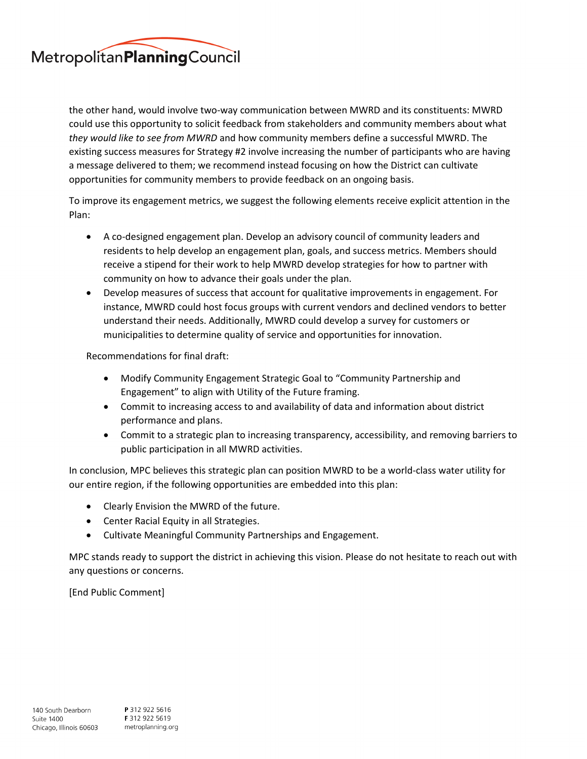the other hand, would involve two-way communication between MWRD and its constituents: MWRD could use this opportunity to solicit feedback from stakeholders and community members about what *they would like to see from MWRD* and how community members define a successful MWRD. The existing success measures for Strategy #2 involve increasing the number of participants who are having a message delivered to them; we recommend instead focusing on how the District can cultivate opportunities for community members to provide feedback on an ongoing basis.

To improve its engagement metrics, we suggest the following elements receive explicit attention in the Plan:

- A co-designed engagement plan. Develop an advisory council of community leaders and residents to help develop an engagement plan, goals, and success metrics. Members should receive a stipend for their work to help MWRD develop strategies for how to partner with community on how to advance their goals under the plan.
- Develop measures of success that account for qualitative improvements in engagement. For instance, MWRD could host focus groups with current vendors and declined vendors to better understand their needs. Additionally, MWRD could develop a survey for customers or municipalities to determine quality of service and opportunities for innovation.

Recommendations for final draft:

- Modify Community Engagement Strategic Goal to "Community Partnership and Engagement" to align with Utility of the Future framing.
- Commit to increasing access to and availability of data and information about district performance and plans.
- Commit to a strategic plan to increasing transparency, accessibility, and removing barriers to public participation in all MWRD activities.

In conclusion, MPC believes this strategic plan can position MWRD to be a world-class water utility for our entire region, if the following opportunities are embedded into this plan:

- Clearly Envision the MWRD of the future.
- Center Racial Equity in all Strategies.
- Cultivate Meaningful Community Partnerships and Engagement.

MPC stands ready to support the district in achieving this vision. Please do not hesitate to reach out with any questions or concerns.

[End Public Comment]